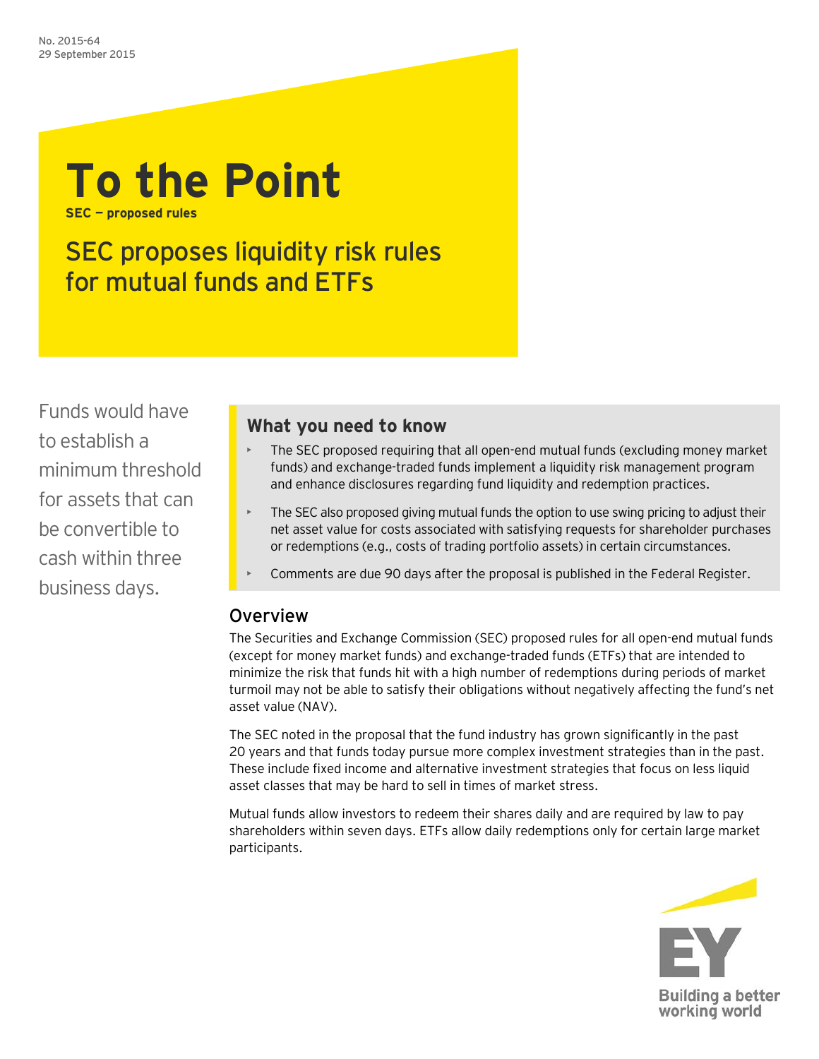No. 2015-64
29 September 2015

# To the Point

**SEC — proposed rules**

## SEC proposes liquidity risk rules for mutual funds and ETFs

Funds would have to establish a minimum threshold for assets that can be convertible to cash within three business days.

### What you need to know

- The SEC proposed requiring that all open-end mutual funds (excluding money market funds) and exchange-traded funds implement a liquidity risk management program and enhance disclosures regarding fund liquidity and redemption practices.
- The SEC also proposed giving mutual funds the option to use swing pricing to adjust their net asset value for costs associated with satisfying requests for shareholder purchases or redemptions (e.g., costs of trading portfolio assets) in certain circumstances.
- Comments are due 90 days after the proposal is published in the Federal Register.

## Overview

The Securities and Exchange Commission (SEC) proposed rules for all open-end mutual funds (except for money market funds) and exchange-traded funds (ETFs) that are intended to minimize the risk that funds hit with a high number of redemptions during periods of market turmoil may not be able to satisfy their obligations without negatively affecting the fund's net asset value (NAV).

The SEC noted in the proposal that the fund industry has grown significantly in the past 20 years and that funds today pursue more complex investment strategies than in the past. These include fixed income and alternative investment strategies that focus on less liquid asset classes that may be hard to sell in times of market stress.

Mutual funds allow investors to redeem their shares daily and are required by law to pay shareholders within seven days. ETFs allow daily redemptions only for certain large market participants.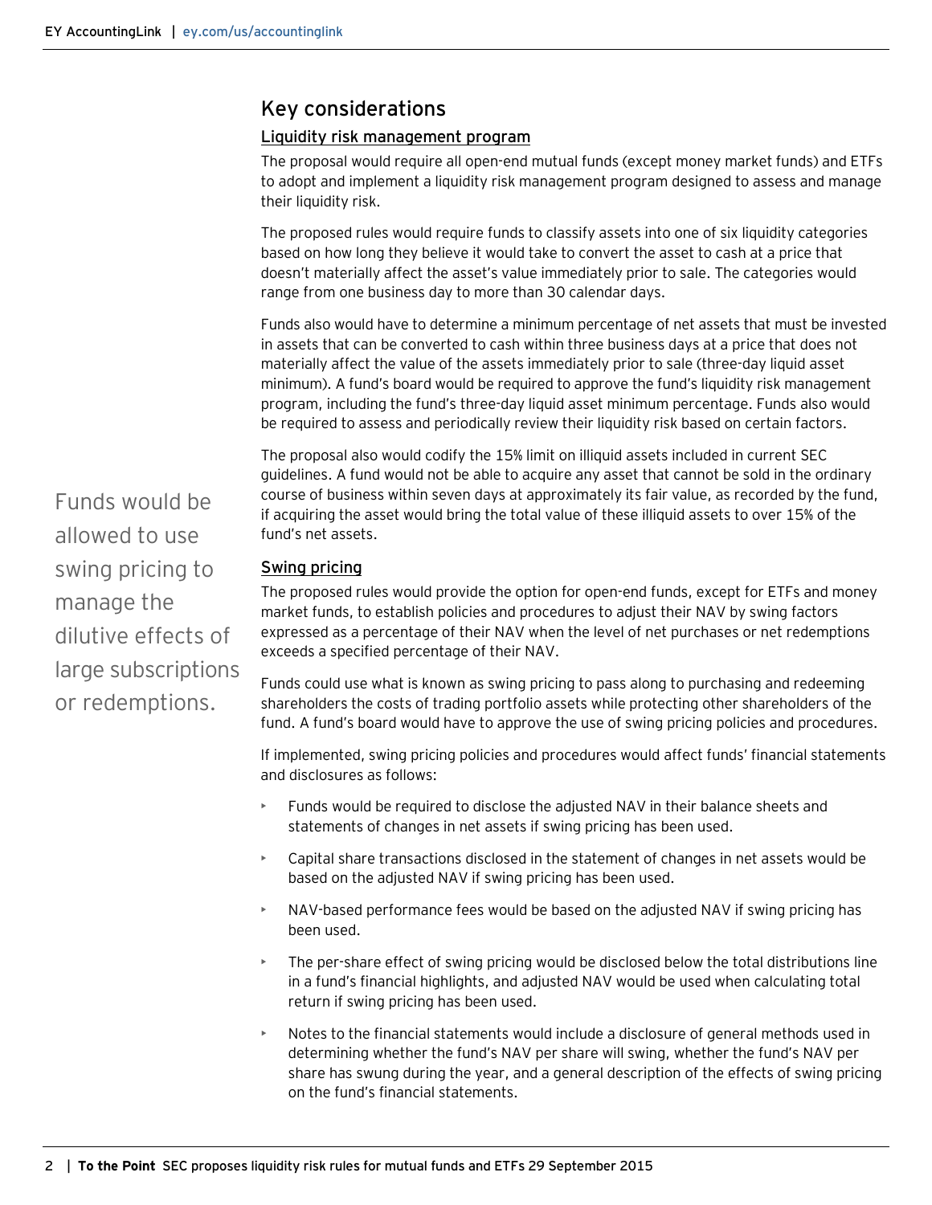## Key considerations

### Liquidity risk management program

The proposal would require all open-end mutual funds (except money market funds) and ETFs to adopt and implement a liquidity risk management program designed to assess and manage their liquidity risk.

The proposed rules would require funds to classify assets into one of six liquidity categories based on how long they believe it would take to convert the asset to cash at a price that doesn't materially affect the asset's value immediately prior to sale. The categories would range from one business day to more than 30 calendar days.

Funds also would have to determine a minimum percentage of net assets that must be invested in assets that can be converted to cash within three business days at a price that does not materially affect the value of the assets immediately prior to sale (three-day liquid asset minimum). A fund's board would be required to approve the fund's liquidity risk management program, including the fund's three-day liquid asset minimum percentage. Funds also would be required to assess and periodically review their liquidity risk based on certain factors.

The proposal also would codify the 15% limit on illiquid assets included in current SEC guidelines. A fund would not be able to acquire any asset that cannot be sold in the ordinary course of business within seven days at approximately its fair value, as recorded by the fund, if acquiring the asset would bring the total value of these illiquid assets to over 15% of the fund's net assets.

> Funds would be allowed to use swing pricing to manage the dilutive effects of large subscriptions or redemptions.

### Swing pricing

The proposed rules would provide the option for open-end funds, except for ETFs and money market funds, to establish policies and procedures to adjust their NAV by swing factors expressed as a percentage of their NAV when the level of net purchases or net redemptions exceeds a specified percentage of their NAV.

Funds could use what is known as swing pricing to pass along to purchasing and redeeming shareholders the costs of trading portfolio assets while protecting other shareholders of the fund. A fund's board would have to approve the use of swing pricing policies and procedures.

If implemented, swing pricing policies and procedures would affect funds' financial statements and disclosures as follows:

- Funds would be required to disclose the adjusted NAV in their balance sheets and statements of changes in net assets if swing pricing has been used.
- Capital share transactions disclosed in the statement of changes in net assets would be based on the adjusted NAV if swing pricing has been used.
- NAV-based performance fees would be based on the adjusted NAV if swing pricing has been used.
- The per-share effect of swing pricing would be disclosed below the total distributions line in a fund's financial highlights, and adjusted NAV would be used when calculating total return if swing pricing has been used.
- Notes to the financial statements would include a disclosure of general methods used in determining whether the fund's NAV per share will swing, whether the fund's NAV per share has swung during the year, and a general description of the effects of swing pricing on the fund's financial statements.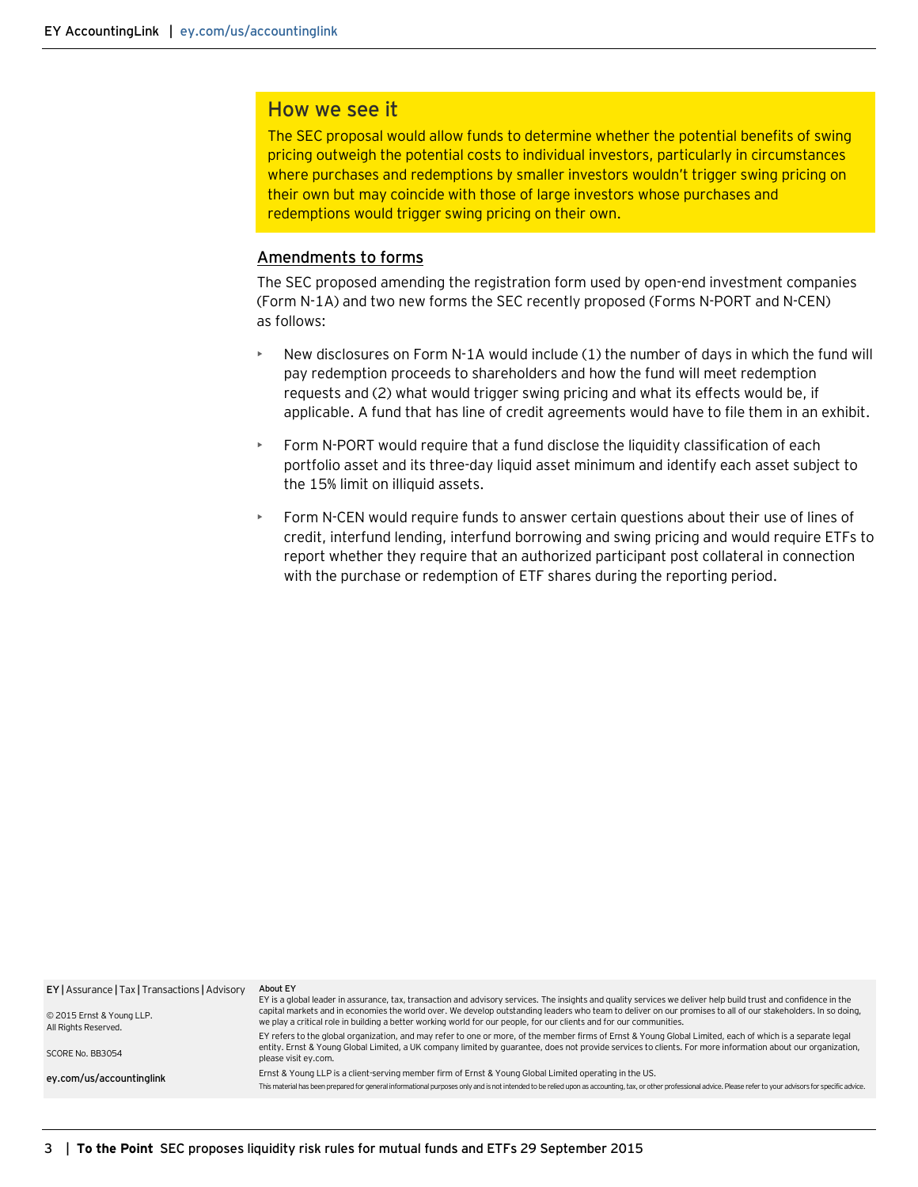## How we see it

The SEC proposal would allow funds to determine whether the potential benefits of swing pricing outweigh the potential costs to individual investors, particularly in circumstances where purchases and redemptions by smaller investors wouldn't trigger swing pricing on their own but may coincide with those of large investors whose purchases and redemptions would trigger swing pricing on their own.

### Amendments to forms

The SEC proposed amending the registration form used by open-end investment companies (Form N-1A) and two new forms the SEC recently proposed (Forms N-PORT and N-CEN) as follows:

- New disclosures on Form N-1A would include (1) the number of days in which the fund will pay redemption proceeds to shareholders and how the fund will meet redemption requests and (2) what would trigger swing pricing and what its effects would be, if applicable. A fund that has line of credit agreements would have to file them in an exhibit.
- Form N-PORT would require that a fund disclose the liquidity classification of each portfolio asset and its three-day liquid asset minimum and identify each asset subject to the 15% limit on illiquid assets.
- Form N-CEN would require funds to answer certain questions about their use of lines of credit, interfund lending, interfund borrowing and swing pricing and would require ETFs to report whether they require that an authorized participant post collateral in connection with the purchase or redemption of ETF shares during the reporting period.

EY | Assurance | Tax | Transactions | Advisory

© 2015 Ernst & Young LLP.
All Rights Reserved.

SCORE No. BB3054

ey.com/us/accountinglink

**About EY**

EY is a global leader in assurance, tax, transaction and advisory services. The insights and quality services we deliver help build trust and confidence in the capital markets and in economies the world over. We develop outstanding leaders who team to deliver on our promises to all of our stakeholders. In so doing, we play a critical role in building a better working world for our people, for our clients and for our communities.

EY refers to the global organization, and may refer to one or more, of the member firms of Ernst & Young Global Limited, each of which is a separate legal entity. Ernst & Young Global Limited, a UK company limited by guarantee, does not provide services to clients. For more information about our organization, please visit ey.com.

Ernst & Young LLP is a client-serving member firm of Ernst & Young Global Limited operating in the US.

This material has been prepared for general informational purposes only and is not intended to be relied upon as accounting, tax, or other professional advice. Please refer to your advisors for specific advice.